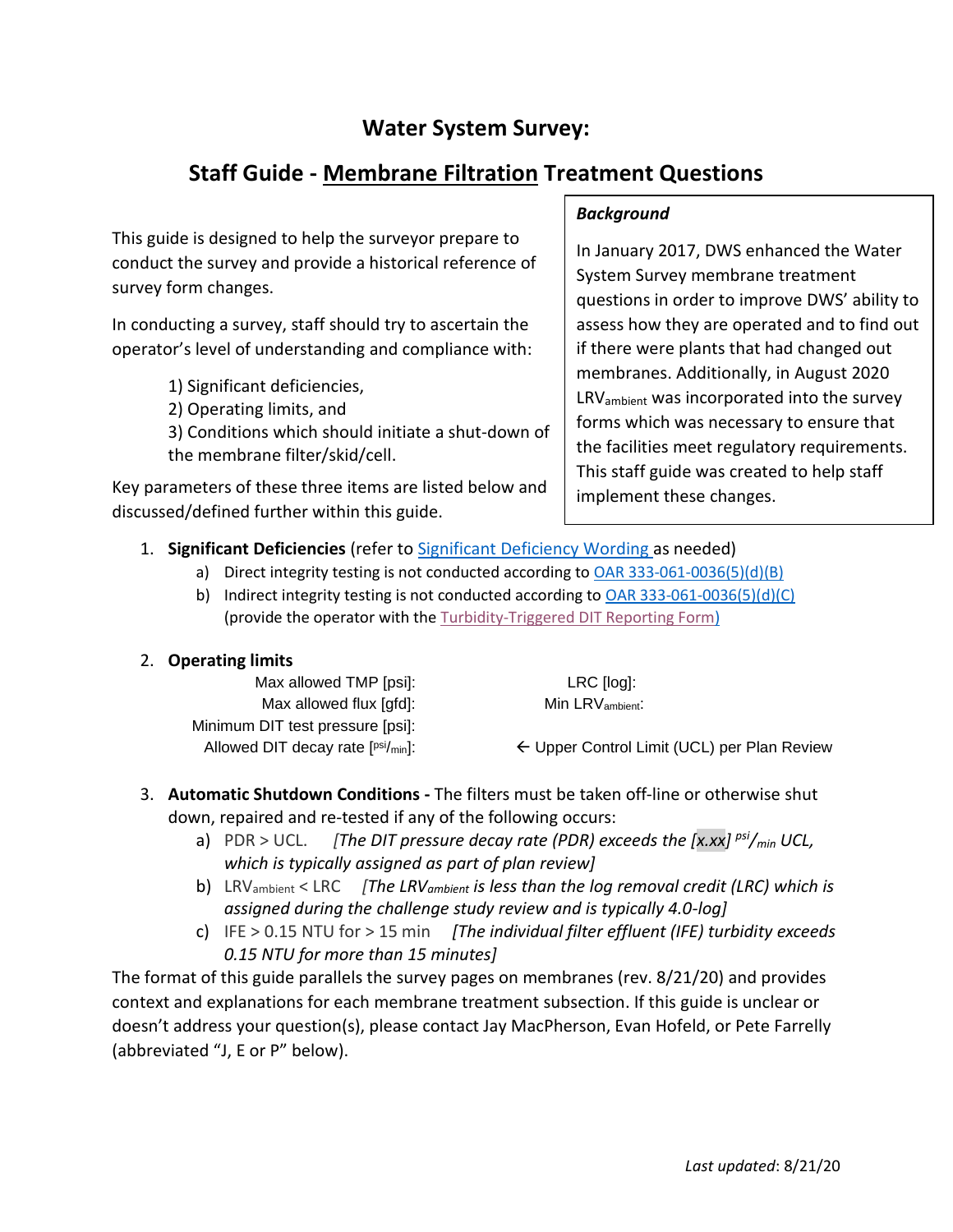# Water System Survey:

## Staff Guide - Membrane Filtration Treatment Questions

This guide is designed to help the surveyor prepare to conduct the survey and provide a historical reference of survey form changes.

In conducting a survey, staff should try to ascertain the operator's level of understanding and compliance with:

1) Significant deficiencies,
2) Operating limits, and
3) Conditions which should initiate a shut-down of the membrane filter/skid/cell.

Key parameters of these three items are listed below and discussed/defined further within this guide.

> ***Background***
>
> In January 2017, DWS enhanced the Water System Survey membrane treatment questions in order to improve DWS' ability to assess how they are operated and to find out if there were plants that had changed out membranes. Additionally, in August 2020 $LRV_{ambient}$ was incorporated into the survey forms which was necessary to ensure that the facilities meet regulatory requirements. This staff guide was created to help staff implement these changes.

1. **Significant Deficiencies** (refer to Significant Deficiency Wording as needed)
   a) Direct integrity testing is not conducted according to OAR 333-061-0036(5)(d)(B)
   b) Indirect integrity testing is not conducted according to OAR 333-061-0036(5)(d)(C) (provide the operator with the Turbidity-Triggered DIT Reporting Form)

2. **Operating limits**

   Max allowed TMP [psi]:
   Max allowed flux [gfd]:
   Minimum DIT test pressure [psi]:
   Allowed DIT decay rate [psi/min]: ← Upper Control Limit (UCL) per Plan Review
   LRC [log]:
   Min $LRV_{ambient}$:

3. **Automatic Shutdown Conditions -** The filters must be taken off-line or otherwise shut down, repaired and re-tested if any of the following occurs:
   a) PDR > UCL. *[The DIT pressure decay rate (PDR) exceeds the [x.xx] psi/min UCL, which is typically assigned as part of plan review]*
   b) $LRV_{ambient}$ < LRC *[The $LRV_{ambient}$ is less than the log removal credit (LRC) which is assigned during the challenge study review and is typically 4.0-log]*
   c) IFE > 0.15 NTU for > 15 min *[The individual filter effluent (IFE) turbidity exceeds 0.15 NTU for more than 15 minutes]*

The format of this guide parallels the survey pages on membranes (rev. 8/21/20) and provides context and explanations for each membrane treatment subsection. If this guide is unclear or doesn't address your question(s), please contact Jay MacPherson, Evan Hofeld, or Pete Farrelly (abbreviated "J, E or P" below).

*Last updated*: 8/21/20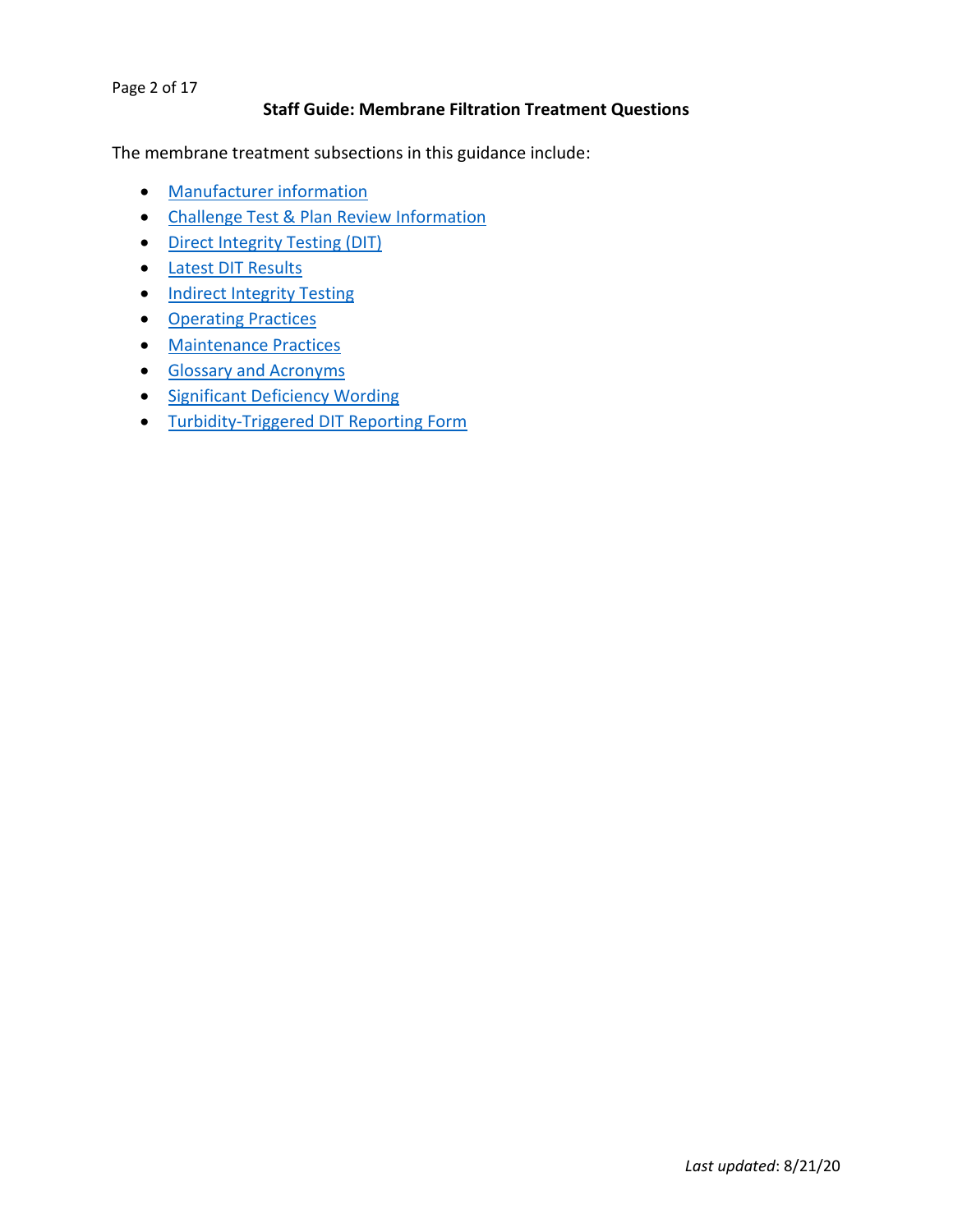# Staff Guide: Membrane Filtration Treatment Questions

The membrane treatment subsections in this guidance include:

- Manufacturer information
- Challenge Test & Plan Review Information
- Direct Integrity Testing (DIT)
- Latest DIT Results
- Indirect Integrity Testing
- Operating Practices
- Maintenance Practices
- Glossary and Acronyms
- Significant Deficiency Wording
- Turbidity-Triggered DIT Reporting Form

*Last updated*: 8/21/20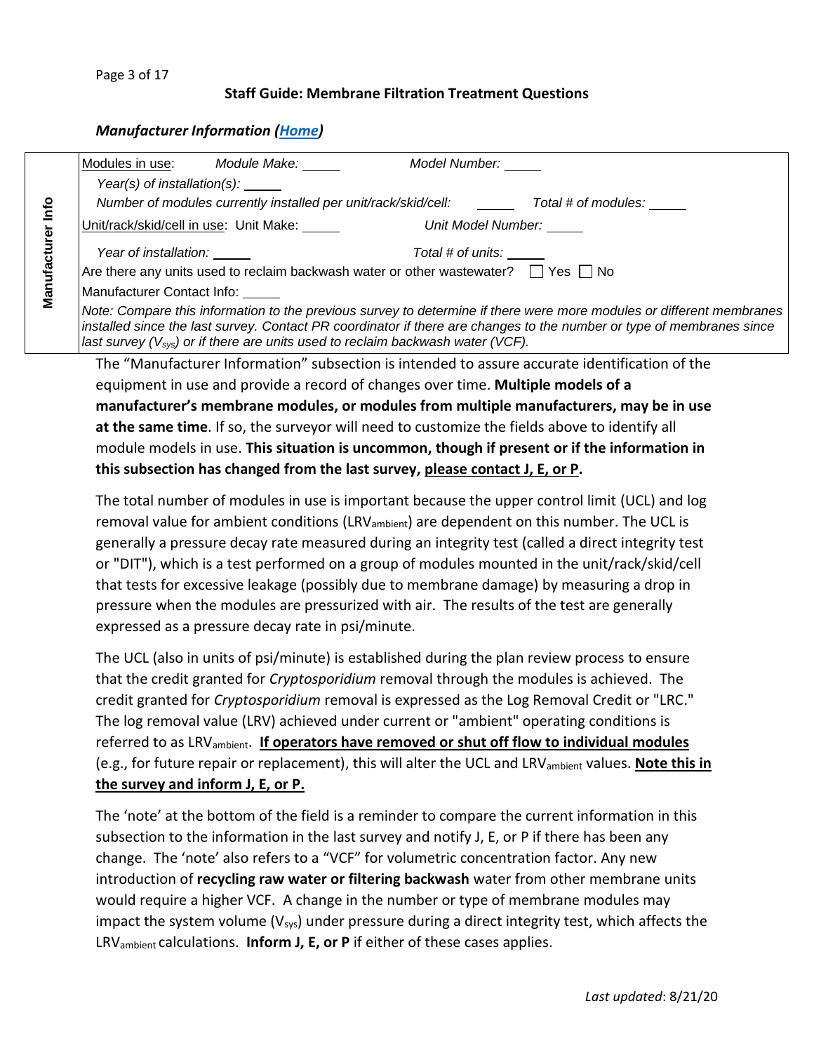### *Manufacturer Information ([Home])*

| Manufacturer Info | |
|---|---|
| | Modules in use: *Module Make:* _____ *Model Number:* _____ |
| | *Year(s) of installation(s):* _____ |
| | *Number of modules currently installed per unit/rack/skid/cell:* _____ *Total # of modules:* _____ |
| | Unit/rack/skid/cell in use: Unit Make: _____ *Unit Model Number:* _____ |
| | *Year of installation:* _____ *Total # of units:* _____ |
| | Are there any units used to reclaim backwash water or other wastewater? ☐ Yes ☐ No |
| | Manufacturer Contact Info: _____ |
| | *Note: Compare this information to the previous survey to determine if there were more modules or different membranes installed since the last survey. Contact PR coordinator if there are changes to the number or type of membranes since last survey ($V_{sys}$) or if there are units used to reclaim backwash water (VCF).* |

The "Manufacturer Information" subsection is intended to assure accurate identification of the equipment in use and provide a record of changes over time. **Multiple models of a manufacturer's membrane modules, or modules from multiple manufacturers, may be in use at the same time**. If so, the surveyor will need to customize the fields above to identify all module models in use. **This situation is uncommon, though if present or if the information in this subsection has changed from the last survey, please contact J, E, or P.**

The total number of modules in use is important because the upper control limit (UCL) and log removal value for ambient conditions ($LRV_{ambient}$) are dependent on this number. The UCL is generally a pressure decay rate measured during an integrity test (called a direct integrity test or "DIT"), which is a test performed on a group of modules mounted in the unit/rack/skid/cell that tests for excessive leakage (possibly due to membrane damage) by measuring a drop in pressure when the modules are pressurized with air. The results of the test are generally expressed as a pressure decay rate in psi/minute.

The UCL (also in units of psi/minute) is established during the plan review process to ensure that the credit granted for *Cryptosporidium* removal through the modules is achieved. The credit granted for *Cryptosporidium* removal is expressed as the Log Removal Credit or "LRC." The log removal value (LRV) achieved under current or "ambient" operating conditions is referred to as $LRV_{ambient}$. **If operators have removed or shut off flow to individual modules** (e.g., for future repair or replacement), this will alter the UCL and $LRV_{ambient}$ values. **Note this in the survey and inform J, E, or P.**

The 'note' at the bottom of the field is a reminder to compare the current information in this subsection to the information in the last survey and notify J, E, or P if there has been any change. The 'note' also refers to a "VCF" for volumetric concentration factor. Any new introduction of **recycling raw water or filtering backwash** water from other membrane units would require a higher VCF. A change in the number or type of membrane modules may impact the system volume ($V_{sys}$) under pressure during a direct integrity test, which affects the $LRV_{ambient}$ calculations. **Inform J, E, or P** if either of these cases applies.

*Last updated*: 8/21/20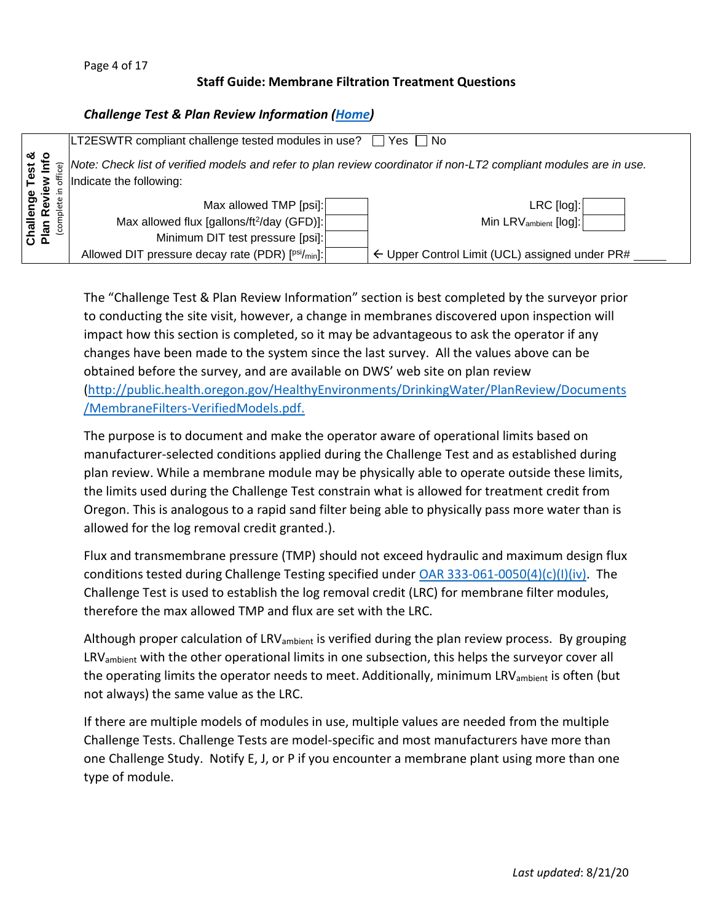**Staff Guide: Membrane Filtration Treatment Questions**

### *Challenge Test & Plan Review Information ([Home](#))*

| Challenge Test & Plan Review Info (complete in office) | | | | |
|---|---|---|---|---|
| | LT2ESWTR compliant challenge tested modules in use? ☐ Yes ☐ No | | | |
| | *Note: Check list of verified models and refer to plan review coordinator if non-LT2 compliant modules are in use.* Indicate the following: | | | |
| | Max allowed TMP [psi]: | | LRC [log]: | |
| | Max allowed flux [gallons/ft$^2$/day (GFD)]: | | Min $LRV_{ambient}$ [log]: | |
| | Minimum DIT test pressure [psi]: | | | |
| | Allowed DIT pressure decay rate (PDR) [psi/min]: | | ← Upper Control Limit (UCL) assigned under PR# _____ | |

The "Challenge Test & Plan Review Information" section is best completed by the surveyor prior to conducting the site visit, however, a change in membranes discovered upon inspection will impact how this section is completed, so it may be advantageous to ask the operator if any changes have been made to the system since the last survey. All the values above can be obtained before the survey, and are available on DWS' web site on plan review ([http://public.health.oregon.gov/HealthyEnvironments/DrinkingWater/PlanReview/Documents/MembraneFilters-VerifiedModels.pdf.](http://public.health.oregon.gov/HealthyEnvironments/DrinkingWater/PlanReview/Documents/MembraneFilters-VerifiedModels.pdf)

The purpose is to document and make the operator aware of operational limits based on manufacturer-selected conditions applied during the Challenge Test and as established during plan review. While a membrane module may be physically able to operate outside these limits, the limits used during the Challenge Test constrain what is allowed for treatment credit from Oregon. This is analogous to a rapid sand filter being able to physically pass more water than is allowed for the log removal credit granted.).

Flux and transmembrane pressure (TMP) should not exceed hydraulic and maximum design flux conditions tested during Challenge Testing specified under [OAR 333-061-0050(4)(c)(I)(iv)](#). The Challenge Test is used to establish the log removal credit (LRC) for membrane filter modules, therefore the max allowed TMP and flux are set with the LRC.

Although proper calculation of $LRV_{ambient}$ is verified during the plan review process. By grouping $LRV_{ambient}$ with the other operational limits in one subsection, this helps the surveyor cover all the operating limits the operator needs to meet. Additionally, minimum $LRV_{ambient}$ is often (but not always) the same value as the LRC.

If there are multiple models of modules in use, multiple values are needed from the multiple Challenge Tests. Challenge Tests are model-specific and most manufacturers have more than one Challenge Study. Notify E, J, or P if you encounter a membrane plant using more than one type of module.

*Last updated*: 8/21/20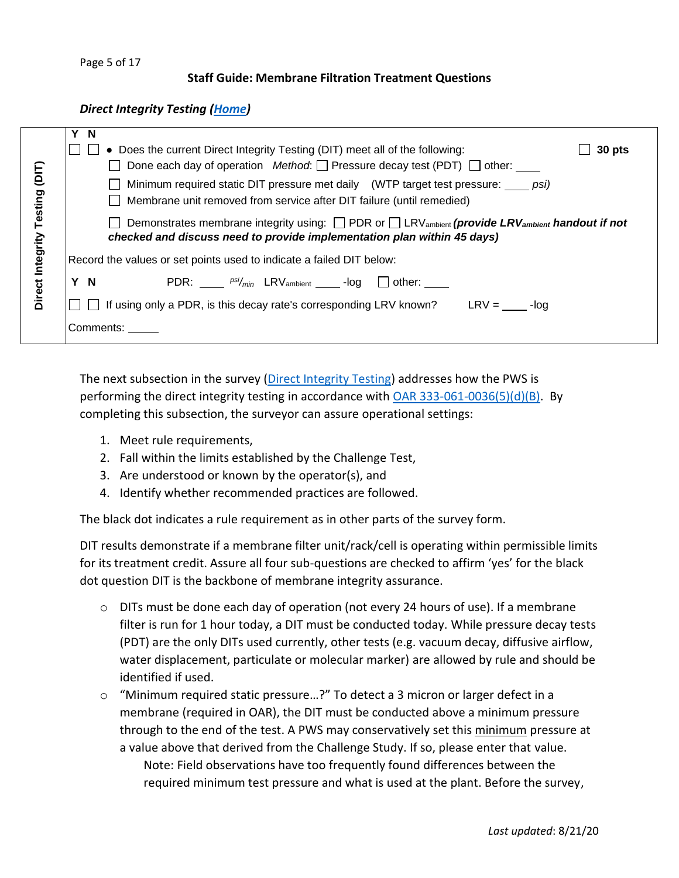## Staff Guide: Membrane Filtration Treatment Questions

### *Direct Integrity Testing ([Home](#))*

| Direct Integrity Testing (DIT) | |
|---|---|
| | **Y N** |
| | ☐ ☐ • Does the current Direct Integrity Testing (DIT) meet all of the following: ☐ **30 pts** |
| | ☐ Done each day of operation *Method*: ☐ Pressure decay test (PDT) ☐ other: ____ |
| | ☐ Minimum required static DIT pressure met daily (WTP target test pressure: ____ *psi)* |
| | ☐ Membrane unit removed from service after DIT failure (until remedied) |
| | ☐ Demonstrates membrane integrity using: ☐ PDR or ☐ $LRV_{ambient}$ ***(provide $LRV_{ambient}$ handout if not checked and discuss need to provide implementation plan within 45 days)*** |
| | Record the values or set points used to indicate a failed DIT below: |
| | **Y N** PDR: ____ $^{psi}/_{min}$ $LRV_{ambient}$ ____ -log ☐ other: ____ |
| | ☐ ☐ If using only a PDR, is this decay rate's corresponding LRV known? LRV = ____ -log |
| | Comments: _____ |

The next subsection in the survey ([Direct Integrity Testing](#)) addresses how the PWS is performing the direct integrity testing in accordance with [OAR 333-061-0036(5)(d)(B)](#). By completing this subsection, the surveyor can assure operational settings:

1. Meet rule requirements,
2. Fall within the limits established by the Challenge Test,
3. Are understood or known by the operator(s), and
4. Identify whether recommended practices are followed.

The black dot indicates a rule requirement as in other parts of the survey form.

DIT results demonstrate if a membrane filter unit/rack/cell is operating within permissible limits for its treatment credit. Assure all four sub-questions are checked to affirm 'yes' for the black dot question DIT is the backbone of membrane integrity assurance.

- DITs must be done each day of operation (not every 24 hours of use). If a membrane filter is run for 1 hour today, a DIT must be conducted today. While pressure decay tests (PDT) are the only DITs used currently, other tests (e.g. vacuum decay, diffusive airflow, water displacement, particulate or molecular marker) are allowed by rule and should be identified if used.
- "Minimum required static pressure…?" To detect a 3 micron or larger defect in a membrane (required in OAR), the DIT must be conducted above a minimum pressure through to the end of the test. A PWS may conservatively set this <u>minimum</u> pressure at a value above that derived from the Challenge Study. If so, please enter that value.

  Note: Field observations have too frequently found differences between the required minimum test pressure and what is used at the plant. Before the survey,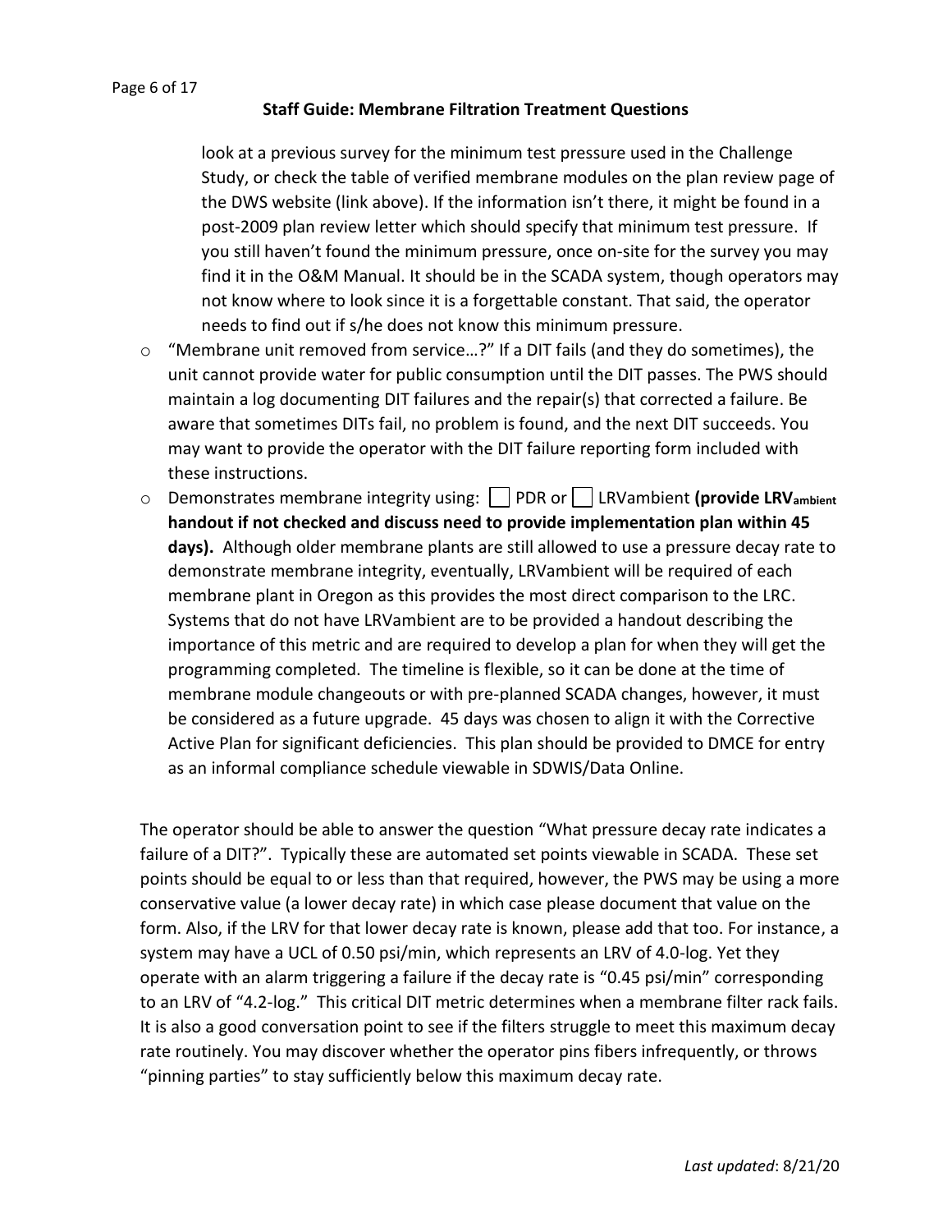look at a previous survey for the minimum test pressure used in the Challenge Study, or check the table of verified membrane modules on the plan review page of the DWS website (link above). If the information isn't there, it might be found in a post-2009 plan review letter which should specify that minimum test pressure. If you still haven't found the minimum pressure, once on-site for the survey you may find it in the O&M Manual. It should be in the SCADA system, though operators may not know where to look since it is a forgettable constant. That said, the operator needs to find out if s/he does not know this minimum pressure.

- "Membrane unit removed from service…?" If a DIT fails (and they do sometimes), the unit cannot provide water for public consumption until the DIT passes. The PWS should maintain a log documenting DIT failures and the repair(s) that corrected a failure. Be aware that sometimes DITs fail, no problem is found, and the next DIT succeeds. You may want to provide the operator with the DIT failure reporting form included with these instructions.
- Demonstrates membrane integrity using: ☐ PDR or ☐ LRVambient **(provide $LRV_{ambient}$ handout if not checked and discuss need to provide implementation plan within 45 days).** Although older membrane plants are still allowed to use a pressure decay rate to demonstrate membrane integrity, eventually, LRVambient will be required of each membrane plant in Oregon as this provides the most direct comparison to the LRC. Systems that do not have LRVambient are to be provided a handout describing the importance of this metric and are required to develop a plan for when they will get the programming completed. The timeline is flexible, so it can be done at the time of membrane module changeouts or with pre-planned SCADA changes, however, it must be considered as a future upgrade. 45 days was chosen to align it with the Corrective Active Plan for significant deficiencies. This plan should be provided to DMCE for entry as an informal compliance schedule viewable in SDWIS/Data Online.

The operator should be able to answer the question "What pressure decay rate indicates a failure of a DIT?". Typically these are automated set points viewable in SCADA. These set points should be equal to or less than that required, however, the PWS may be using a more conservative value (a lower decay rate) in which case please document that value on the form. Also, if the LRV for that lower decay rate is known, please add that too. For instance, a system may have a UCL of 0.50 psi/min, which represents an LRV of 4.0-log. Yet they operate with an alarm triggering a failure if the decay rate is "0.45 psi/min" corresponding to an LRV of "4.2-log." This critical DIT metric determines when a membrane filter rack fails. It is also a good conversation point to see if the filters struggle to meet this maximum decay rate routinely. You may discover whether the operator pins fibers infrequently, or throws "pinning parties" to stay sufficiently below this maximum decay rate.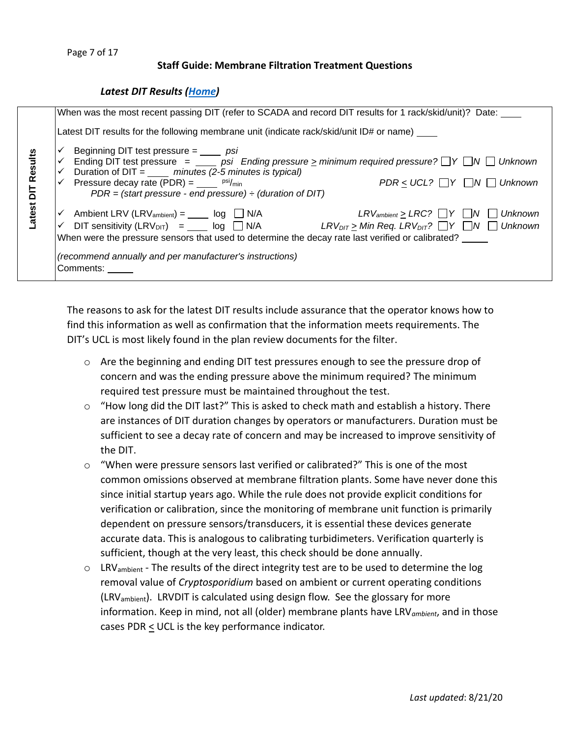### *Latest DIT Results ([Home](#))*

| Latest DIT Results | |
|---|---|
| | When was the most recent passing DIT (refer to SCADA and record DIT results for 1 rack/skid/unit)? Date: ____ |
| | Latest DIT results for the following membrane unit (indicate rack/skid/unit ID# or name) ____ |
| | ✓ Beginning DIT test pressure = ____ *psi*<br>✓ Ending DIT test pressure = ____ *psi* *Ending pressure ≥ minimum required pressure?* ☐*Y* ☐*N* ☐ *Unknown*<br>✓ Duration of DIT = ____ *minutes (2-5 minutes is typical)*<br>✓ Pressure decay rate (PDR) = ____ psi/min *PDR ≤ UCL?* ☐*Y* ☐*N* ☐ *Unknown*<br>*PDR = (start pressure - end pressure) ÷ (duration of DIT)* |
| | ✓ Ambient LRV ($LRV_{ambient}$) = ____ log ☐ N/A *$LRV_{ambient}$ ≥ LRC?* ☐*Y* ☐*N* ☐ *Unknown*<br>✓ DIT sensitivity ($LRV_{DIT}$) = ____ log ☐ N/A *$LRV_{DIT}$ ≥ Min Req. $LRV_{DIT}$?* ☐*Y* ☐*N* ☐ *Unknown*<br>When were the pressure sensors that used to determine the decay rate last verified or calibrated? _____ |
| | *(recommend annually and per manufacturer's instructions)*<br>Comments: _____ |

The reasons to ask for the latest DIT results include assurance that the operator knows how to find this information as well as confirmation that the information meets requirements. The DIT's UCL is most likely found in the plan review documents for the filter.

- Are the beginning and ending DIT test pressures enough to see the pressure drop of concern and was the ending pressure above the minimum required? The minimum required test pressure must be maintained throughout the test.
- "How long did the DIT last?" This is asked to check math and establish a history. There are instances of DIT duration changes by operators or manufacturers. Duration must be sufficient to see a decay rate of concern and may be increased to improve sensitivity of the DIT.
- "When were pressure sensors last verified or calibrated?" This is one of the most common omissions observed at membrane filtration plants. Some have never done this since initial startup years ago. While the rule does not provide explicit conditions for verification or calibration, since the monitoring of membrane unit function is primarily dependent on pressure sensors/transducers, it is essential these devices generate accurate data. This is analogous to calibrating turbidimeters. Verification quarterly is sufficient, though at the very least, this check should be done annually.
- $LRV_{ambient}$ - The results of the direct integrity test are to be used to determine the log removal value of *Cryptosporidium* based on ambient or current operating conditions ($LRV_{ambient}$). LRVDIT is calculated using design flow. See the glossary for more information. Keep in mind, not all (older) membrane plants have $LRV_{ambient}$, and in those cases PDR ≤ UCL is the key performance indicator.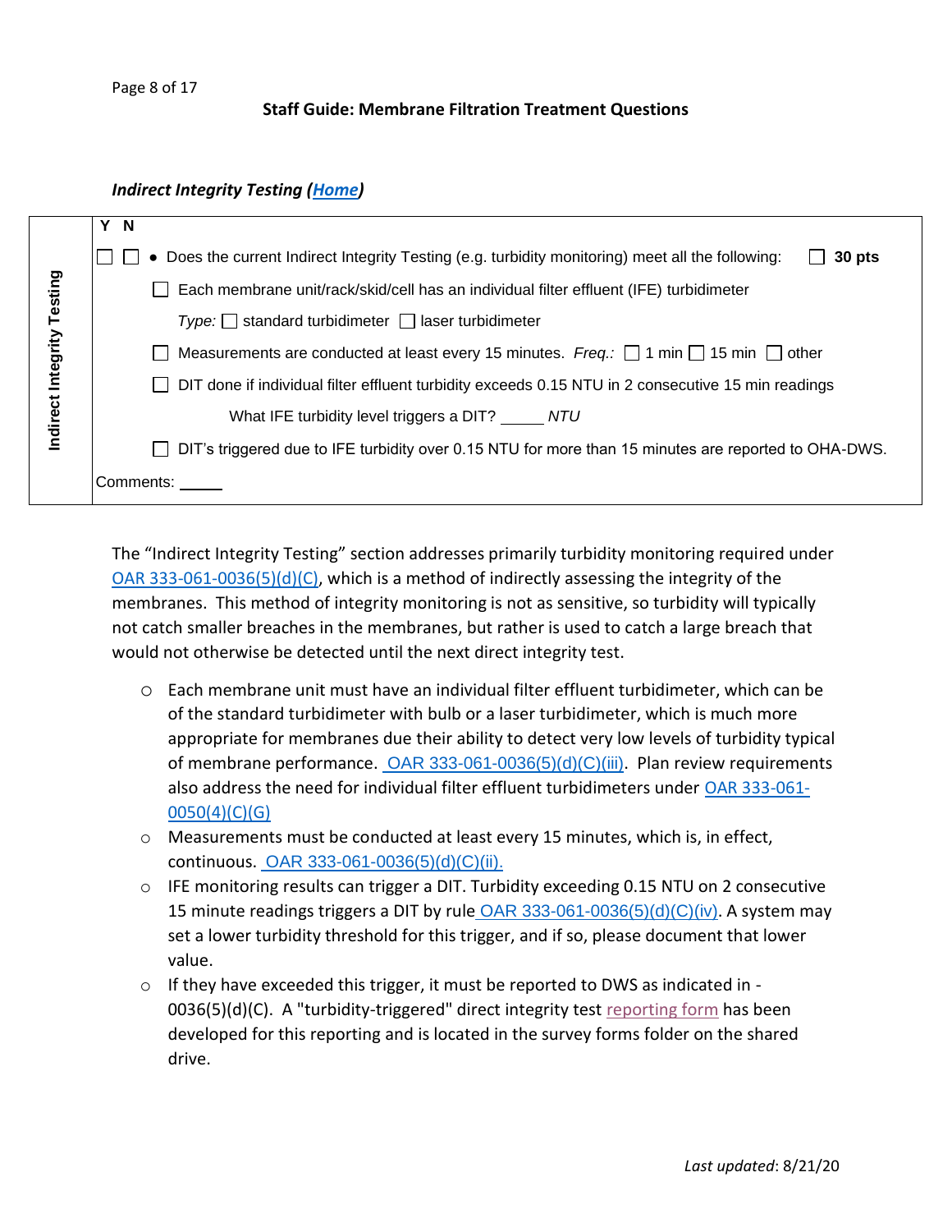**Staff Guide: Membrane Filtration Treatment Questions**

### *Indirect Integrity Testing (Home)*

| Indirect Integrity Testing | Y N |
|---|---|
| | ☐ ☐ • Does the current Indirect Integrity Testing (e.g. turbidity monitoring) meet all the following: ☐ **30 pts** |
| | ☐ Each membrane unit/rack/skid/cell has an individual filter effluent (IFE) turbidimeter |
| | *Type:* ☐ standard turbidimeter ☐ laser turbidimeter |
| | ☐ Measurements are conducted at least every 15 minutes. *Freq.:* ☐ 1 min ☐ 15 min ☐ other |
| | ☐ DIT done if individual filter effluent turbidity exceeds 0.15 NTU in 2 consecutive 15 min readings |
| | What IFE turbidity level triggers a DIT? _____ *NTU* |
| | ☐ DIT's triggered due to IFE turbidity over 0.15 NTU for more than 15 minutes are reported to OHA-DWS. |
| | Comments: _____ |

The "Indirect Integrity Testing" section addresses primarily turbidity monitoring required under OAR 333-061-0036(5)(d)(C), which is a method of indirectly assessing the integrity of the membranes. This method of integrity monitoring is not as sensitive, so turbidity will typically not catch smaller breaches in the membranes, but rather is used to catch a large breach that would not otherwise be detected until the next direct integrity test.

- Each membrane unit must have an individual filter effluent turbidimeter, which can be of the standard turbidimeter with bulb or a laser turbidimeter, which is much more appropriate for membranes due their ability to detect very low levels of turbidity typical of membrane performance. OAR 333-061-0036(5)(d)(C)(iii). Plan review requirements also address the need for individual filter effluent turbidimeters under OAR 333-061-0050(4)(C)(G)
- Measurements must be conducted at least every 15 minutes, which is, in effect, continuous. OAR 333-061-0036(5)(d)(C)(ii).
- IFE monitoring results can trigger a DIT. Turbidity exceeding 0.15 NTU on 2 consecutive 15 minute readings triggers a DIT by rule OAR 333-061-0036(5)(d)(C)(iv). A system may set a lower turbidity threshold for this trigger, and if so, please document that lower value.
- If they have exceeded this trigger, it must be reported to DWS as indicated in -0036(5)(d)(C). A "turbidity-triggered" direct integrity test reporting form has been developed for this reporting and is located in the survey forms folder on the shared drive.

*Last updated*: 8/21/20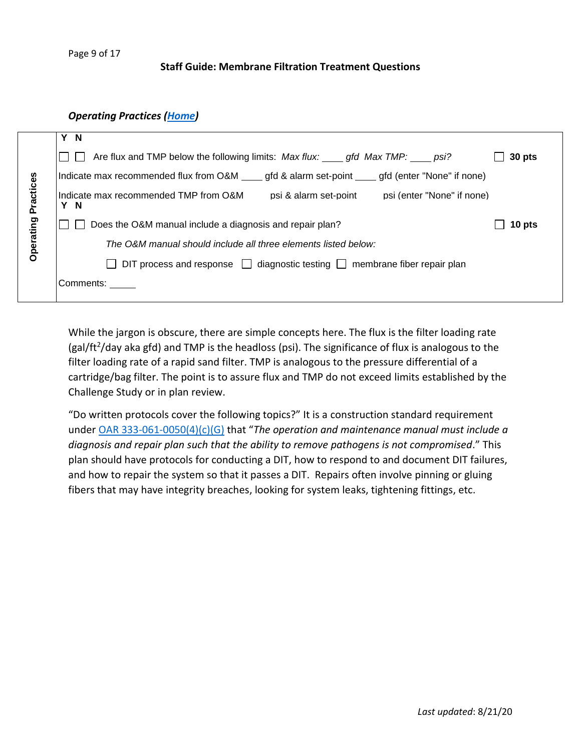## Staff Guide: Membrane Filtration Treatment Questions

### *Operating Practices (Home)*

| Operating Practices | | |
|---|---|---|
| | **Y N** | |
| | ☐ ☐ Are flux and TMP below the following limits: *Max flux: ____ gfd Max TMP: ____ psi?* | ☐ **30 pts** |
| | Indicate max recommended flux from O&M ____ gfd & alarm set-point ____ gfd (enter "None" if none) | |
| | Indicate max recommended TMP from O&M psi & alarm set-point psi (enter "None" if none) | |
| | **Y N** | |
| | ☐ ☐ Does the O&M manual include a diagnosis and repair plan? | ☐ **10 pts** |
| | *The O&M manual should include all three elements listed below:* | |
| | ☐ DIT process and response ☐ diagnostic testing ☐ membrane fiber repair plan | |
| | Comments: _____ | |

While the jargon is obscure, there are simple concepts here. The flux is the filter loading rate (gal/ft$^2$/day aka gfd) and TMP is the headloss (psi). The significance of flux is analogous to the filter loading rate of a rapid sand filter. TMP is analogous to the pressure differential of a cartridge/bag filter. The point is to assure flux and TMP do not exceed limits established by the Challenge Study or in plan review.

"Do written protocols cover the following topics?" It is a construction standard requirement under OAR 333-061-0050(4)(c)(G) that "*The operation and maintenance manual must include a diagnosis and repair plan such that the ability to remove pathogens is not compromised*." This plan should have protocols for conducting a DIT, how to respond to and document DIT failures, and how to repair the system so that it passes a DIT. Repairs often involve pinning or gluing fibers that may have integrity breaches, looking for system leaks, tightening fittings, etc.

*Last updated*: 8/21/20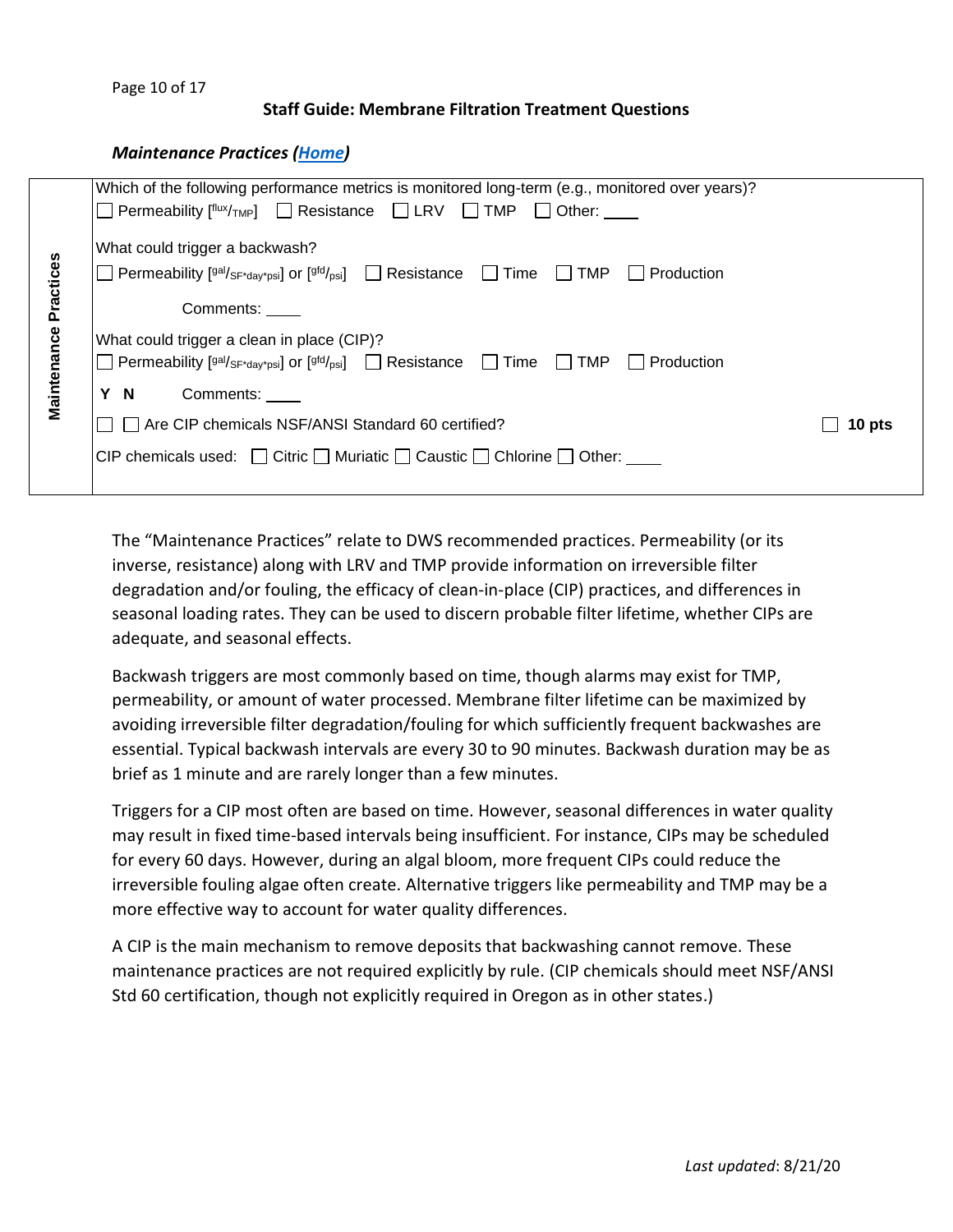### Staff Guide: Membrane Filtration Treatment Questions

***Maintenance Practices (Home)***

| **Maintenance Practices** | |
|---|---|
| | Which of the following performance metrics is monitored long-term (e.g., monitored over years)?<br>☐ Permeability [$^{flux}/_{TMP}$] ☐ Resistance ☐ LRV ☐ TMP ☐ Other: ____ |
| | What could trigger a backwash?<br>☐ Permeability [$^{gal}/_{SF*day*psi}$] or [$^{gfd}/_{psi}$] ☐ Resistance ☐ Time ☐ TMP ☐ Production |
| | Comments: ____ |
| | What could trigger a clean in place (CIP)?<br>☐ Permeability [$^{gal}/_{SF*day*psi}$] or [$^{gfd}/_{psi}$] ☐ Resistance ☐ Time ☐ TMP ☐ Production |
| | **Y N** Comments: ____ |
| | ☐ ☐ Are CIP chemicals NSF/ANSI Standard 60 certified? ☐ **10 pts** |
| | CIP chemicals used: ☐ Citric ☐ Muriatic ☐ Caustic ☐ Chlorine ☐ Other: ____ |

The "Maintenance Practices" relate to DWS recommended practices. Permeability (or its inverse, resistance) along with LRV and TMP provide information on irreversible filter degradation and/or fouling, the efficacy of clean-in-place (CIP) practices, and differences in seasonal loading rates. They can be used to discern probable filter lifetime, whether CIPs are adequate, and seasonal effects.

Backwash triggers are most commonly based on time, though alarms may exist for TMP, permeability, or amount of water processed. Membrane filter lifetime can be maximized by avoiding irreversible filter degradation/fouling for which sufficiently frequent backwashes are essential. Typical backwash intervals are every 30 to 90 minutes. Backwash duration may be as brief as 1 minute and are rarely longer than a few minutes.

Triggers for a CIP most often are based on time. However, seasonal differences in water quality may result in fixed time-based intervals being insufficient. For instance, CIPs may be scheduled for every 60 days. However, during an algal bloom, more frequent CIPs could reduce the irreversible fouling algae often create. Alternative triggers like permeability and TMP may be a more effective way to account for water quality differences.

A CIP is the main mechanism to remove deposits that backwashing cannot remove. These maintenance practices are not required explicitly by rule. (CIP chemicals should meet NSF/ANSI Std 60 certification, though not explicitly required in Oregon as in other states.)

*Last updated*: 8/21/20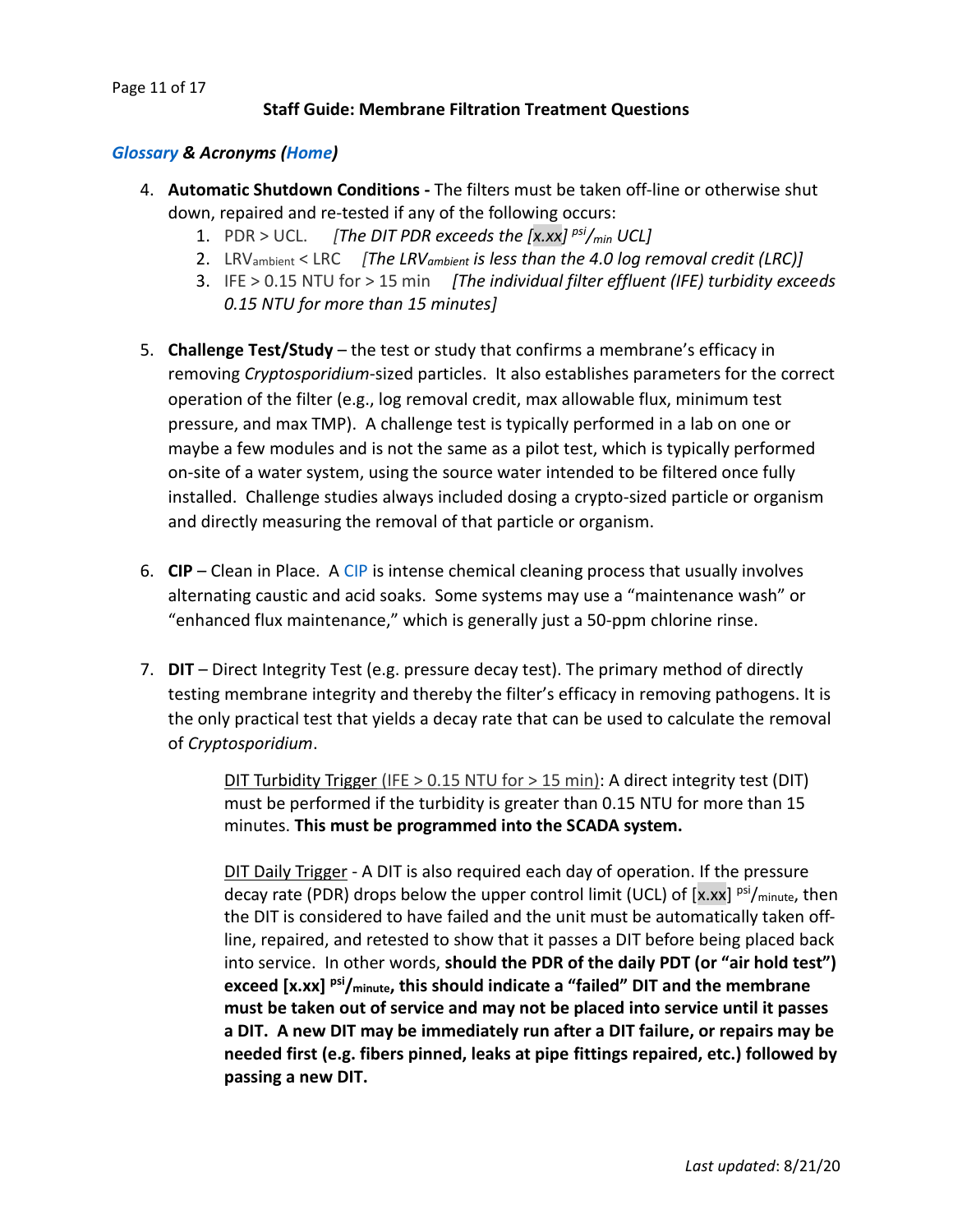## Staff Guide: Membrane Filtration Treatment Questions

### *Glossary & Acronyms (Home)*

4. **Automatic Shutdown Conditions -** The filters must be taken off-line or otherwise shut down, repaired and re-tested if any of the following occurs:
   1. PDR > UCL. *[The DIT PDR exceeds the [x.xx] $^{psi}/_{min}$ UCL]*
   2. $LRV_{ambient}$ < LRC *[The $LRV_{ambient}$ is less than the 4.0 log removal credit (LRC)]*
   3. IFE > 0.15 NTU for > 15 min *[The individual filter effluent (IFE) turbidity exceeds 0.15 NTU for more than 15 minutes]*

5. **Challenge Test/Study** – the test or study that confirms a membrane's efficacy in removing *Cryptosporidium*-sized particles. It also establishes parameters for the correct operation of the filter (e.g., log removal credit, max allowable flux, minimum test pressure, and max TMP). A challenge test is typically performed in a lab on one or maybe a few modules and is not the same as a pilot test, which is typically performed on-site of a water system, using the source water intended to be filtered once fully installed. Challenge studies always included dosing a crypto-sized particle or organism and directly measuring the removal of that particle or organism.

6. **CIP** – Clean in Place. A CIP is intense chemical cleaning process that usually involves alternating caustic and acid soaks. Some systems may use a "maintenance wash" or "enhanced flux maintenance," which is generally just a 50-ppm chlorine rinse.

7. **DIT** – Direct Integrity Test (e.g. pressure decay test). The primary method of directly testing membrane integrity and thereby the filter's efficacy in removing pathogens. It is the only practical test that yields a decay rate that can be used to calculate the removal of *Cryptosporidium*.

   DIT Turbidity Trigger (IFE > 0.15 NTU for > 15 min): A direct integrity test (DIT) must be performed if the turbidity is greater than 0.15 NTU for more than 15 minutes. **This must be programmed into the SCADA system.**

   DIT Daily Trigger - A DIT is also required each day of operation. If the pressure decay rate (PDR) drops below the upper control limit (UCL) of [x.xx] $^{psi}/_{minute}$, then the DIT is considered to have failed and the unit must be automatically taken off-line, repaired, and retested to show that it passes a DIT before being placed back into service. In other words, **should the PDR of the daily PDT (or "air hold test") exceed [x.xx] $^{psi}/_{minute}$, this should indicate a "failed" DIT and the membrane must be taken out of service and may not be placed into service until it passes a DIT. A new DIT may be immediately run after a DIT failure, or repairs may be needed first (e.g. fibers pinned, leaks at pipe fittings repaired, etc.) followed by passing a new DIT.**

*Last updated*: 8/21/20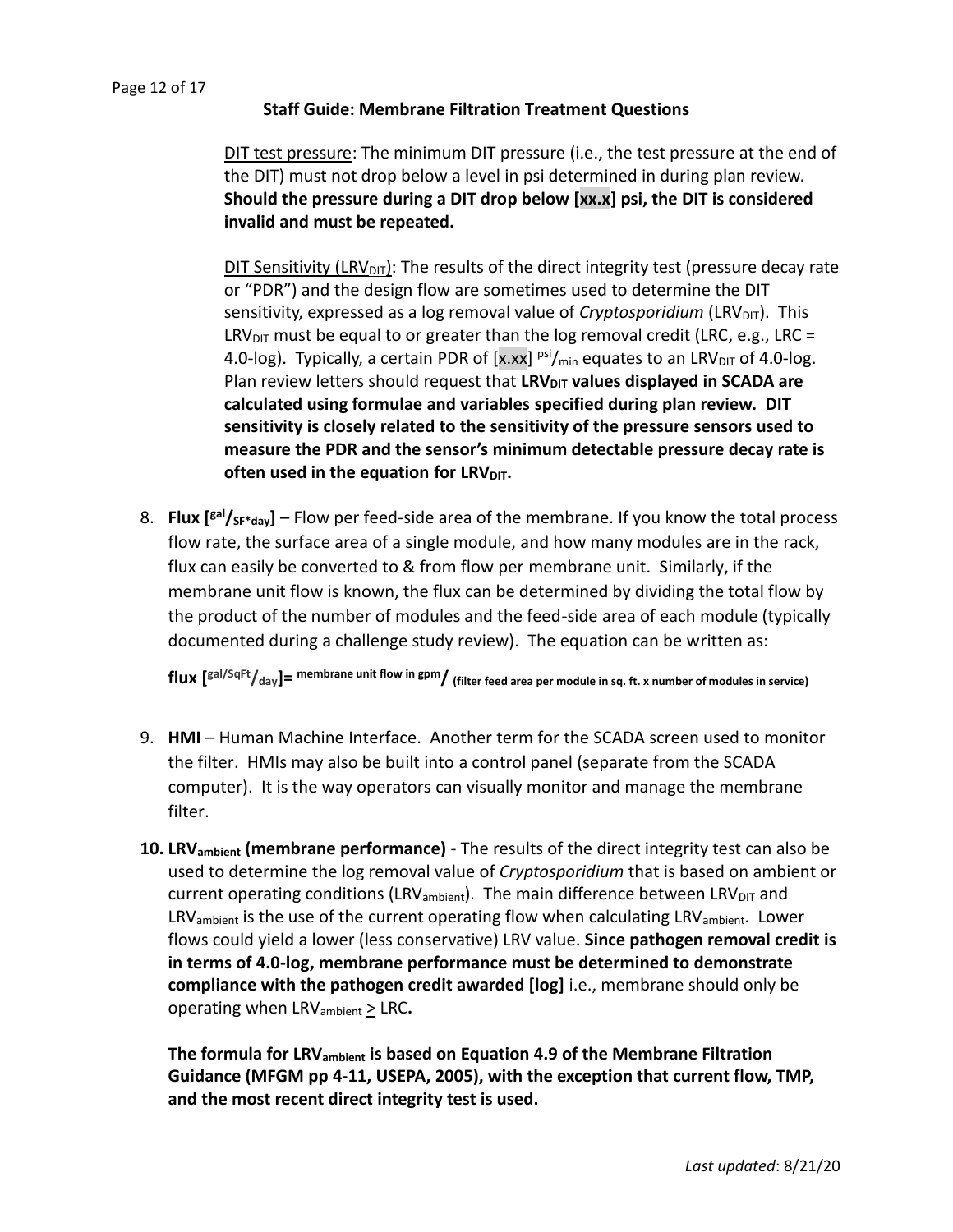## Staff Guide: Membrane Filtration Treatment Questions

DIT test pressure: The minimum DIT pressure (i.e., the test pressure at the end of the DIT) must not drop below a level in psi determined in during plan review. **Should the pressure during a DIT drop below [xx.x] psi, the DIT is considered invalid and must be repeated.**

DIT Sensitivity ($LRV_{DIT}$): The results of the direct integrity test (pressure decay rate or "PDR") and the design flow are sometimes used to determine the DIT sensitivity, expressed as a log removal value of *Cryptosporidium* ($LRV_{DIT}$). This $LRV_{DIT}$ must be equal to or greater than the log removal credit (LRC, e.g., LRC = 4.0-log). Typically, a certain PDR of [x.xx] $^{psi}/_{min}$ equates to an $LRV_{DIT}$ of 4.0-log. Plan review letters should request that **$LRV_{DIT}$ values displayed in SCADA are calculated using formulae and variables specified during plan review. DIT sensitivity is closely related to the sensitivity of the pressure sensors used to measure the PDR and the sensor's minimum detectable pressure decay rate is often used in the equation for $LRV_{DIT}$.**

8. **Flux [$^{gal}/_{SF*day}$]** – Flow per feed-side area of the membrane. If you know the total process flow rate, the surface area of a single module, and how many modules are in the rack, flux can easily be converted to & from flow per membrane unit. Similarly, if the membrane unit flow is known, the flux can be determined by dividing the total flow by the product of the number of modules and the feed-side area of each module (typically documented during a challenge study review). The equation can be written as:

   **flux [$^{gal/SqFt}/_{day}$]= $^{\text{membrane unit flow in gpm}}/_{\text{(filter feed area per module in sq. ft. x number of modules in service)}}$**

9. **HMI** – Human Machine Interface. Another term for the SCADA screen used to monitor the filter. HMIs may also be built into a control panel (separate from the SCADA computer). It is the way operators can visually monitor and manage the membrane filter.

10. **$LRV_{ambient}$ (membrane performance)** - The results of the direct integrity test can also be used to determine the log removal value of *Cryptosporidium* that is based on ambient or current operating conditions ($LRV_{ambient}$). The main difference between $LRV_{DIT}$ and $LRV_{ambient}$ is the use of the current operating flow when calculating $LRV_{ambient}$. Lower flows could yield a lower (less conservative) LRV value. **Since pathogen removal credit is in terms of 4.0-log, membrane performance must be determined to demonstrate compliance with the pathogen credit awarded [log]** i.e., membrane should only be operating when $LRV_{ambient} \geq$ LRC**.**

    **The formula for $LRV_{ambient}$ is based on Equation 4.9 of the Membrane Filtration Guidance (MFGM pp 4-11, USEPA, 2005), with the exception that current flow, TMP, and the most recent direct integrity test is used.**

*Last updated*: 8/21/20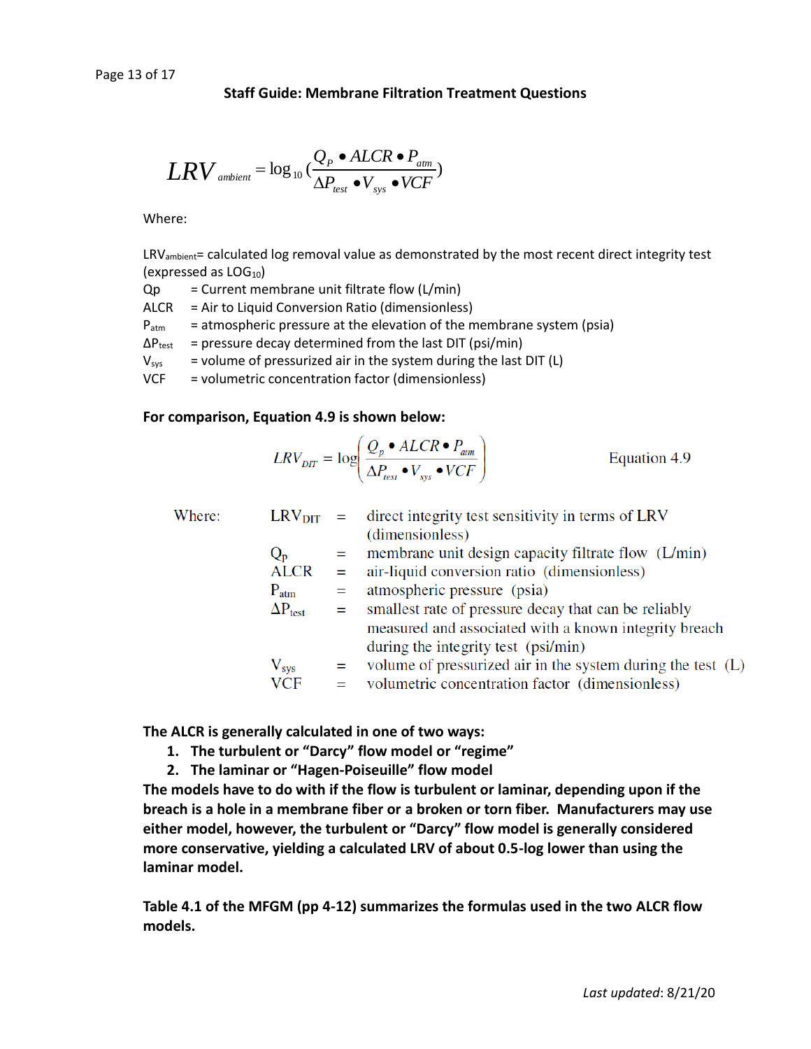$$LRV_{ambient} = \log_{10}\left(\frac{Q_P \bullet ALCR \bullet P_{atm}}{\Delta P_{test} \bullet V_{sys} \bullet VCF}\right)$$

Where:

$LRV_{ambient}$= calculated log removal value as demonstrated by the most recent direct integrity test (expressed as $LOG_{10}$)

Qp = Current membrane unit filtrate flow (L/min)

ALCR = Air to Liquid Conversion Ratio (dimensionless)

$P_{atm}$ = atmospheric pressure at the elevation of the membrane system (psia)

$\Delta P_{test}$ = pressure decay determined from the last DIT (psi/min)

$V_{sys}$ = volume of pressurized air in the system during the last DIT (L)

VCF = volumetric concentration factor (dimensionless)

**For comparison, Equation 4.9 is shown below:**

$$LRV_{DIT} = \log\left(\frac{Q_p \bullet ALCR \bullet P_{atm}}{\Delta P_{test} \bullet V_{sys} \bullet VCF}\right) \qquad \text{Equation 4.9}$$

Where:

$LRV_{DIT}$ = direct integrity test sensitivity in terms of LRV (dimensionless)

$Q_p$ = membrane unit design capacity filtrate flow (L/min)

ALCR = air-liquid conversion ratio (dimensionless)

$P_{atm}$ = atmospheric pressure (psia)

$\Delta P_{test}$ = smallest rate of pressure decay that can be reliably measured and associated with a known integrity breach during the integrity test (psi/min)

$V_{sys}$ = volume of pressurized air in the system during the test (L)

VCF = volumetric concentration factor (dimensionless)

**The ALCR is generally calculated in one of two ways:**

1. **The turbulent or "Darcy" flow model or "regime"**
2. **The laminar or "Hagen-Poiseuille" flow model**

**The models have to do with if the flow is turbulent or laminar, depending upon if the breach is a hole in a membrane fiber or a broken or torn fiber. Manufacturers may use either model, however, the turbulent or "Darcy" flow model is generally considered more conservative, yielding a calculated LRV of about 0.5-log lower than using the laminar model.**

**Table 4.1 of the MFGM (pp 4-12) summarizes the formulas used in the two ALCR flow models.**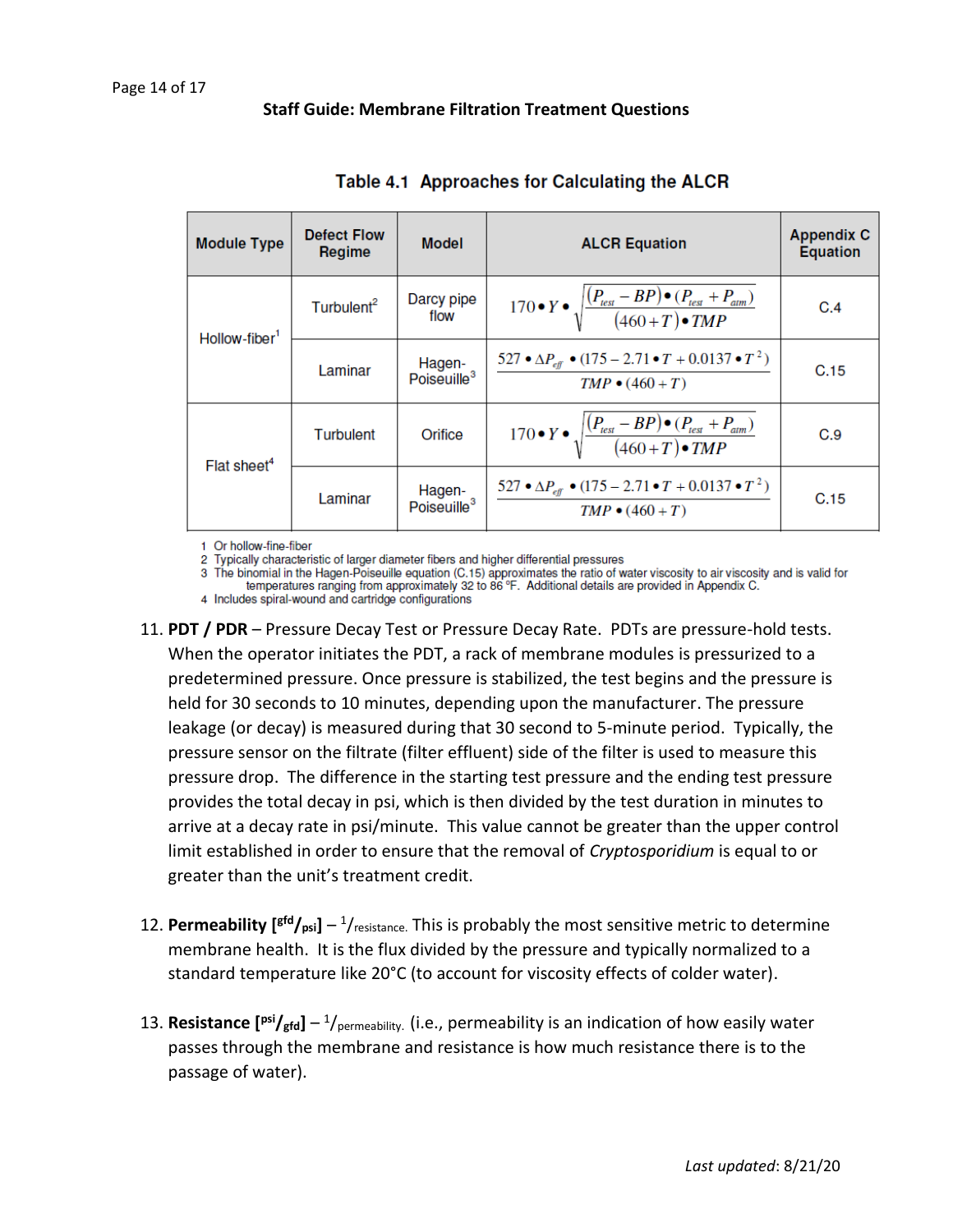**Staff Guide: Membrane Filtration Treatment Questions**

**Table 4.1 Approaches for Calculating the ALCR**

| Module Type | Defect Flow Regime | Model | ALCR Equation | Appendix C Equation |
|---|---|---|---|---|
| Hollow-fiber[1] | Turbulent[2] | Darcy pipe flow | $170 \bullet Y \bullet \sqrt{\frac{(P_{test} - BP) \bullet (P_{test} + P_{atm})}{(460 + T) \bullet TMP}}$ | C.4 |
| | Laminar | Hagen-Poiseuille[3] | $\frac{527 \bullet \Delta P_{eff} \bullet (175 - 2.71 \bullet T + 0.0137 \bullet T^2)}{TMP \bullet (460 + T)}$ | C.15 |
| Flat sheet[4] | Turbulent | Orifice | $170 \bullet Y \bullet \sqrt{\frac{(P_{test} - BP) \bullet (P_{test} + P_{atm})}{(460 + T) \bullet TMP}}$ | C.9 |
| | Laminar | Hagen-Poiseuille[3] | $\frac{527 \bullet \Delta P_{eff} \bullet (175 - 2.71 \bullet T + 0.0137 \bullet T^2)}{TMP \bullet (460 + T)}$ | C.15 |

1 Or hollow-fine-fiber
2 Typically characteristic of larger diameter fibers and higher differential pressures
3 The binomial in the Hagen-Poiseuille equation (C.15) approximates the ratio of water viscosity to air viscosity and is valid for temperatures ranging from approximately 32 to 86 °F. Additional details are provided in Appendix C.
4 Includes spiral-wound and cartridge configurations

11. **PDT / PDR** – Pressure Decay Test or Pressure Decay Rate. PDTs are pressure-hold tests. When the operator initiates the PDT, a rack of membrane modules is pressurized to a predetermined pressure. Once pressure is stabilized, the test begins and the pressure is held for 30 seconds to 10 minutes, depending upon the manufacturer. The pressure leakage (or decay) is measured during that 30 second to 5-minute period. Typically, the pressure sensor on the filtrate (filter effluent) side of the filter is used to measure this pressure drop. The difference in the starting test pressure and the ending test pressure provides the total decay in psi, which is then divided by the test duration in minutes to arrive at a decay rate in psi/minute. This value cannot be greater than the upper control limit established in order to ensure that the removal of *Cryptosporidium* is equal to or greater than the unit's treatment credit.

12. **Permeability [$^{gfd}/_{psi}$]** – $^{1}/_{resistance}$. This is probably the most sensitive metric to determine membrane health. It is the flux divided by the pressure and typically normalized to a standard temperature like 20°C (to account for viscosity effects of colder water).

13. **Resistance [$^{psi}/_{gfd}$]** – $^{1}/_{permeability}$. (i.e., permeability is an indication of how easily water passes through the membrane and resistance is how much resistance there is to the passage of water).

*Last updated*: 8/21/20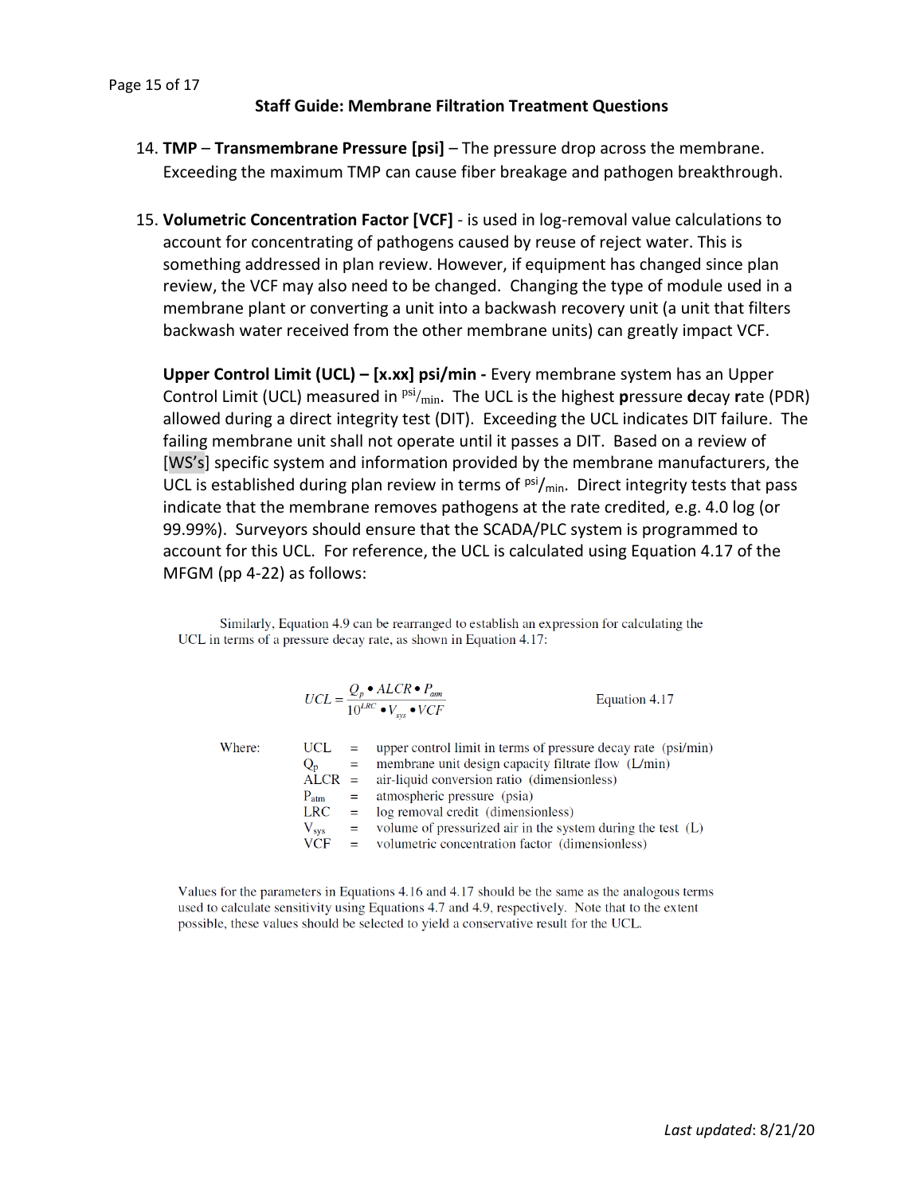## Staff Guide: Membrane Filtration Treatment Questions

14. **TMP** – **Transmembrane Pressure [psi]** – The pressure drop across the membrane. Exceeding the maximum TMP can cause fiber breakage and pathogen breakthrough.

15. **Volumetric Concentration Factor [VCF]** - is used in log-removal value calculations to account for concentrating of pathogens caused by reuse of reject water. This is something addressed in plan review. However, if equipment has changed since plan review, the VCF may also need to be changed. Changing the type of module used in a membrane plant or converting a unit into a backwash recovery unit (a unit that filters backwash water received from the other membrane units) can greatly impact VCF.

    **Upper Control Limit (UCL) – [x.xx] psi/min -** Every membrane system has an Upper Control Limit (UCL) measured in $^{psi}/_{min}$. The UCL is the highest **p**ressure **d**ecay **r**ate (PDR) allowed during a direct integrity test (DIT). Exceeding the UCL indicates DIT failure. The failing membrane unit shall not operate until it passes a DIT. Based on a review of [WS's] specific system and information provided by the membrane manufacturers, the UCL is established during plan review in terms of $^{psi}/_{min}$. Direct integrity tests that pass indicate that the membrane removes pathogens at the rate credited, e.g. 4.0 log (or 99.99%). Surveyors should ensure that the SCADA/PLC system is programmed to account for this UCL. For reference, the UCL is calculated using Equation 4.17 of the MFGM (pp 4-22) as follows:

Similarly, Equation 4.9 can be rearranged to establish an expression for calculating the UCL in terms of a pressure decay rate, as shown in Equation 4.17:

$$UCL = \frac{Q_p \bullet ALCR \bullet P_{atm}}{10^{LRC} \bullet V_{sys} \bullet VCF} \qquad \text{Equation 4.17}$$

Where:

| | | |
|---|---|---|
| UCL | = | upper control limit in terms of pressure decay rate (psi/min) |
| $Q_p$ | = | membrane unit design capacity filtrate flow (L/min) |
| ALCR | = | air-liquid conversion ratio (dimensionless) |
| $P_{atm}$ | = | atmospheric pressure (psia) |
| LRC | = | log removal credit (dimensionless) |
| $V_{sys}$ | = | volume of pressurized air in the system during the test (L) |
| VCF | = | volumetric concentration factor (dimensionless) |

Values for the parameters in Equations 4.16 and 4.17 should be the same as the analogous terms used to calculate sensitivity using Equations 4.7 and 4.9, respectively. Note that to the extent possible, these values should be selected to yield a conservative result for the UCL.

*Last updated*: 8/21/20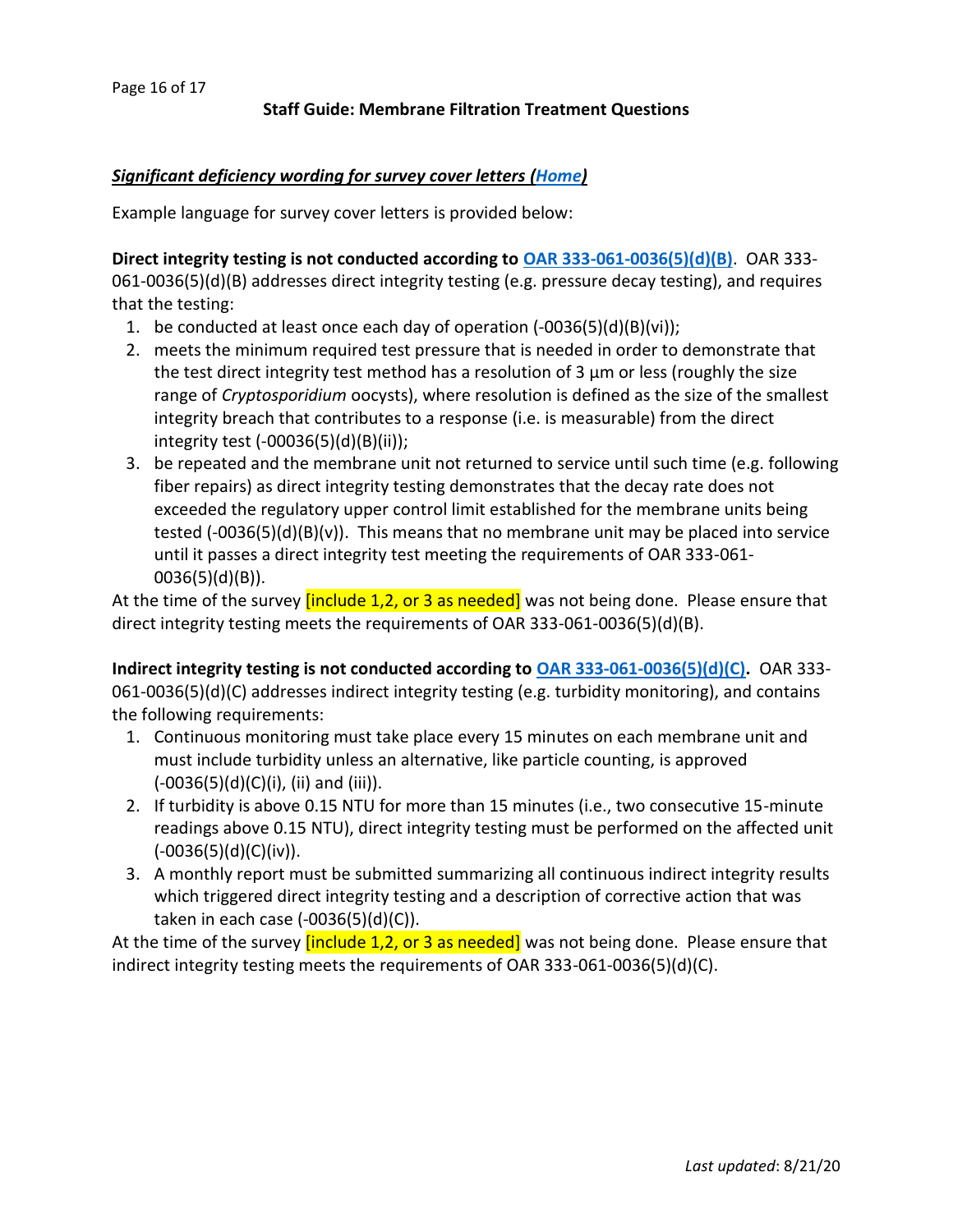## ***Significant deficiency wording for survey cover letters (Home)***

Example language for survey cover letters is provided below:

**Direct integrity testing is not conducted according to OAR 333-061-0036(5)(d)(B)**. OAR 333-061-0036(5)(d)(B) addresses direct integrity testing (e.g. pressure decay testing), and requires that the testing:

1. be conducted at least once each day of operation (-0036(5)(d)(B)(vi));
2. meets the minimum required test pressure that is needed in order to demonstrate that the test direct integrity test method has a resolution of 3 µm or less (roughly the size range of *Cryptosporidium* oocysts), where resolution is defined as the size of the smallest integrity breach that contributes to a response (i.e. is measurable) from the direct integrity test (-00036(5)(d)(B)(ii));
3. be repeated and the membrane unit not returned to service until such time (e.g. following fiber repairs) as direct integrity testing demonstrates that the decay rate does not exceeded the regulatory upper control limit established for the membrane units being tested (-0036(5)(d)(B)(v)). This means that no membrane unit may be placed into service until it passes a direct integrity test meeting the requirements of OAR 333-061-0036(5)(d)(B)).

At the time of the survey [include 1,2, or 3 as needed] was not being done. Please ensure that direct integrity testing meets the requirements of OAR 333-061-0036(5)(d)(B).

**Indirect integrity testing is not conducted according to OAR 333-061-0036(5)(d)(C).** OAR 333-061-0036(5)(d)(C) addresses indirect integrity testing (e.g. turbidity monitoring), and contains the following requirements:

1. Continuous monitoring must take place every 15 minutes on each membrane unit and must include turbidity unless an alternative, like particle counting, is approved (-0036(5)(d)(C)(i), (ii) and (iii)).
2. If turbidity is above 0.15 NTU for more than 15 minutes (i.e., two consecutive 15-minute readings above 0.15 NTU), direct integrity testing must be performed on the affected unit (-0036(5)(d)(C)(iv)).
3. A monthly report must be submitted summarizing all continuous indirect integrity results which triggered direct integrity testing and a description of corrective action that was taken in each case (-0036(5)(d)(C)).

At the time of the survey [include 1,2, or 3 as needed] was not being done. Please ensure that indirect integrity testing meets the requirements of OAR 333-061-0036(5)(d)(C).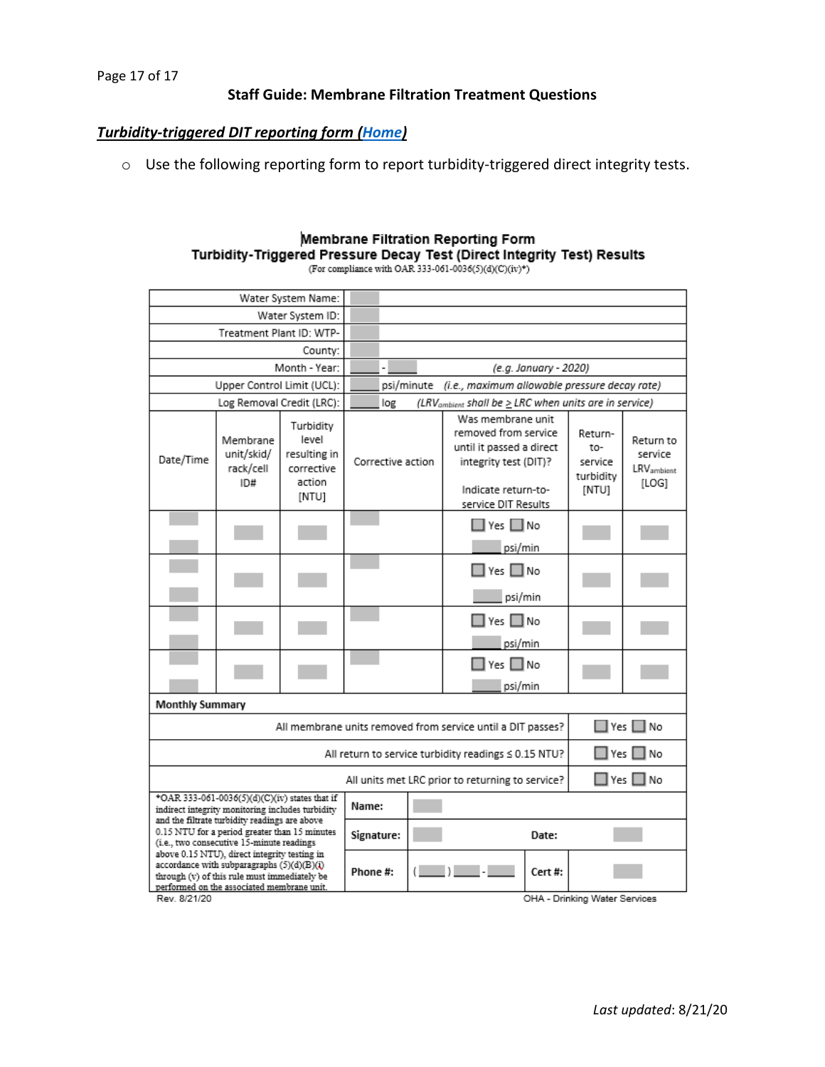## *Turbidity-triggered DIT reporting form (Home)*

- Use the following reporting form to report turbidity-triggered direct integrity tests.

**Membrane Filtration Reporting Form**
**Turbidity-Triggered Pressure Decay Test (Direct Integrity Test) Results**
(For compliance with OAR 333-061-0036(5)(d)(C)(iv)*)

| | | | | | | |
|---|---|---|---|---|---|---|
| Water System Name: | | | | | | |
| Water System ID: | | | | | | |
| Treatment Plant ID: WTP- | | | | | | |
| County: | | | | | | |
| Month - Year: | ____ - ____ | *(e.g. January - 2020)* | | | | |
| Upper Control Limit (UCL): | ____ psi/minute | *(i.e., maximum allowable pressure decay rate)* | | | | |
| Log Removal Credit (LRC): | ____ log | *($LRV_{ambient}$ shall be ≥ LRC when units are in service)* | | | | |
| Date/Time | Membrane unit/skid/ rack/cell ID# | Turbidity level resulting in corrective action [NTU] | Corrective action | Was membrane unit removed from service until it passed a direct integrity test (DIT)? Indicate return-to-service DIT Results | Return-to-service turbidity [NTU] | Return to service $LRV_{ambient}$ [LOG] |
| | | | | ☐ Yes ☐ No ____ psi/min | | |
| | | | | ☐ Yes ☐ No ____ psi/min | | |
| | | | | ☐ Yes ☐ No ____ psi/min | | |
| | | | | ☐ Yes ☐ No ____ psi/min | | |
| **Monthly Summary** | | | | | | |
| All membrane units removed from service until a DIT passes? | | | | | ☐ Yes ☐ No | |
| All return to service turbidity readings ≤ 0.15 NTU? | | | | | ☐ Yes ☐ No | |
| All units met LRC prior to returning to service? | | | | | ☐ Yes ☐ No | |

| | | | | |
|---|---|---|---|---|
| *OAR 333-061-0036(5)(d)(C)(iv) states that if indirect integrity monitoring includes turbidity and the filtrate turbidity readings are above 0.15 NTU for a period greater than 15 minutes (i.e., two consecutive 15-minute readings above 0.15 NTU), direct integrity testing in accordance with subparagraphs (5)(d)(B)(i) through (v) of this rule must immediately be performed on the associated membrane unit. | **Name:** | | | |
| | **Signature:** | | **Date:** | |
| | **Phone #:** | ( ____ ) ____ - ____ | **Cert #:** | |

Rev. 8/21/20

OHA - Drinking Water Services

*Last updated*: 8/21/20